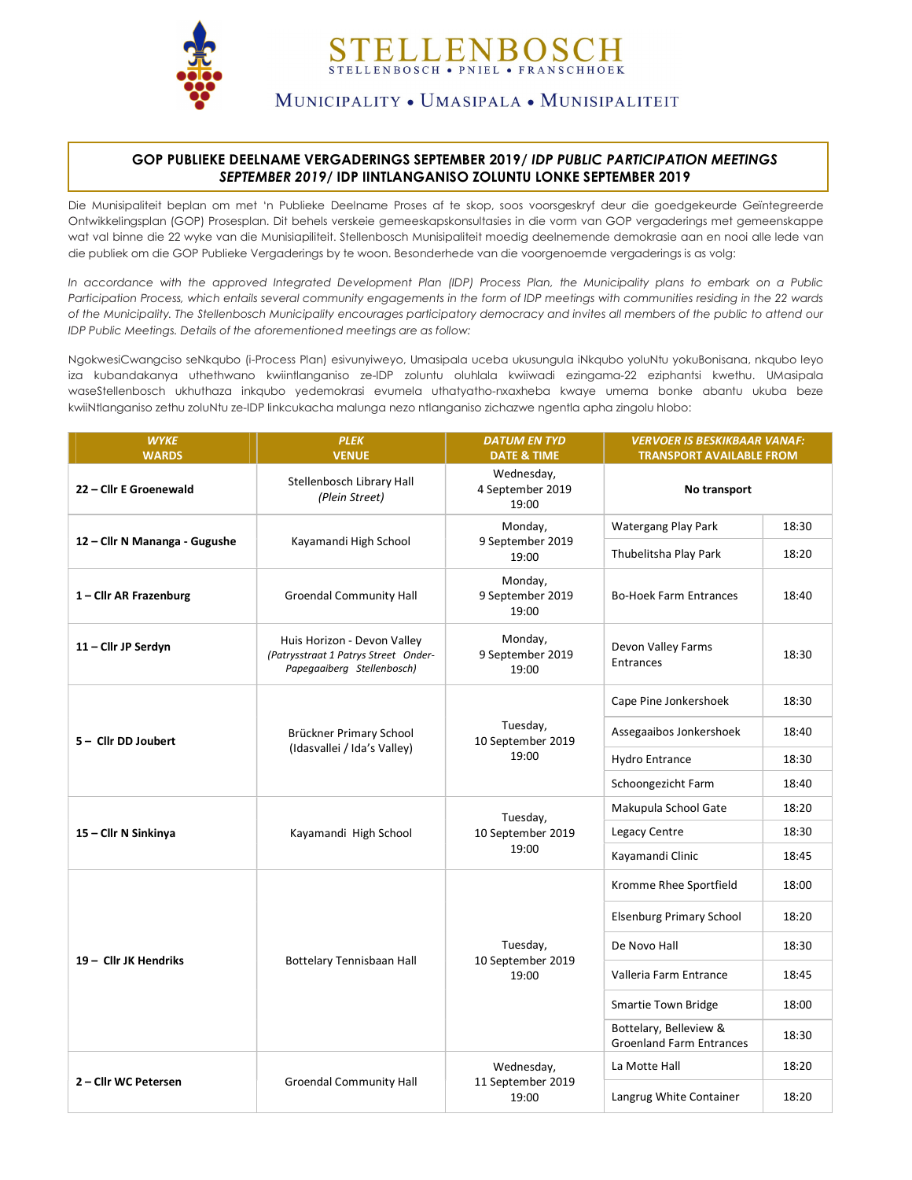# STELLENBOSCH

STELLENBOSCH • PNIEL • FRANSCHHOEK

MUNICIPALITY • UMASIPALA • MUNISIPALITEIT

## GOP PUBLIEKE DEELNAME VERGADERINGS SEPTEMBER 2019/ *IDP PUBLIC PARTICIPATION MEETINGS SEPTEMBER 2019*/ IDP IINTLANGANISO ZOLUNTU LONKE SEPTEMBER 2019

Die Munisipaliteit beplan om met 'n Publieke Deelname Proses af te skop, soos voorgeskryf deur die goedgekeurde Geïntegreerde Ontwikkelingsplan (GOP) Prosesplan. Dit behels verskeie gemeenskapskonsultasies in die vorm van GOP vergaderings met gemeenskappe wat val binne die 22 wyke van die Munisiapiliteit. Stellenbosch Munisipaliteit moedig deelnemende demokrasie aan en nooi alle lede van die publiek om die GOP Publieke Vergaderings by te woon. Besonderhede van die voorgenoemde vergaderings is as volg:

*In accordance with the approved Integrated Development Plan (IDP) Process Plan, the Municipality plans to embark on a Public Participation Process, which entails several community engagements in the form of IDP meetings with communities residing in the 22 wards of the Municipality. The Stellenbosch Municipality encourages participatory democracy and invites all members of the public to attend our IDP Public Meetings. Details of the aforementioned meetings are as follow:*

NgokwesiCwangciso seNkqubo (i-Process Plan) esivunyiweyo, Umasipala uceba ukusungula iNkqubo yoluNtu yokuBonisana, nkqubo leyo iza kubandakanya uthethwano kwiintlanganiso ze-IDP zoluntu oluhlala kwiiwadi ezingama-22 eziphantsi kwethu. UMasipala waseStellenbosch ukhuthaza inkqubo yedemokrasi evumela uthatyatho-nxaxheba kwaye umema bonke abantu ukuba beze kwiiNtlanganiso zethu zoluNtu ze-IDP Iinkcukacha malunga nezo ntlanganiso zichazwe ngentla apha zingolu hlobo:

| *WYKE* WARDS | *PLEK* VENUE | *DATUM EN TYD* DATE & TIME | *VERVOER IS BESKIKBAAR VANAF:* TRANSPORT AVAILABLE FROM | |
|---|---|---|---|---|
| **22 – Cllr E Groenewald** | Stellenbosch Library Hall *(Plein Street)* | Wednesday, 4 September 2019 19:00 | **No transport** | |
| **12 – Cllr N Mananga - Gugushe** | Kayamandi High School | Monday, 9 September 2019 19:00 | Watergang Play Park | 18:30 |
| | | | Thubelitsha Play Park | 18:20 |
| **1 – Cllr AR Frazenburg** | Groendal Community Hall | Monday, 9 September 2019 19:00 | Bo-Hoek Farm Entrances | 18:40 |
| **11 – Cllr JP Serdyn** | Huis Horizon - Devon Valley *(Patrysstraat 1 Patrys Street Onder-Papegaaiberg Stellenbosch)* | Monday, 9 September 2019 19:00 | Devon Valley Farms Entrances | 18:30 |
| **5 – Cllr DD Joubert** | Brückner Primary School (Idasvallei / Ida's Valley) | Tuesday, 10 September 2019 19:00 | Cape Pine Jonkershoek | 18:30 |
| | | | Assegaaibos Jonkershoek | 18:40 |
| | | | Hydro Entrance | 18:30 |
| | | | Schoongezicht Farm | 18:40 |
| **15 – Cllr N Sinkinya** | Kayamandi High School | Tuesday, 10 September 2019 19:00 | Makupula School Gate | 18:20 |
| | | | Legacy Centre | 18:30 |
| | | | Kayamandi Clinic | 18:45 |
| **19 – Cllr JK Hendriks** | Bottelary Tennisbaan Hall | Tuesday, 10 September 2019 19:00 | Kromme Rhee Sportfield | 18:00 |
| | | | Elsenburg Primary School | 18:20 |
| | | | De Novo Hall | 18:30 |
| | | | Valleria Farm Entrance | 18:45 |
| | | | Smartie Town Bridge | 18:00 |
| | | | Bottelary, Belleview & Groenland Farm Entrances | 18:30 |
| **2 – Cllr WC Petersen** | Groendal Community Hall | Wednesday, 11 September 2019 19:00 | La Motte Hall | 18:20 |
| | | | Langrug White Container | 18:20 |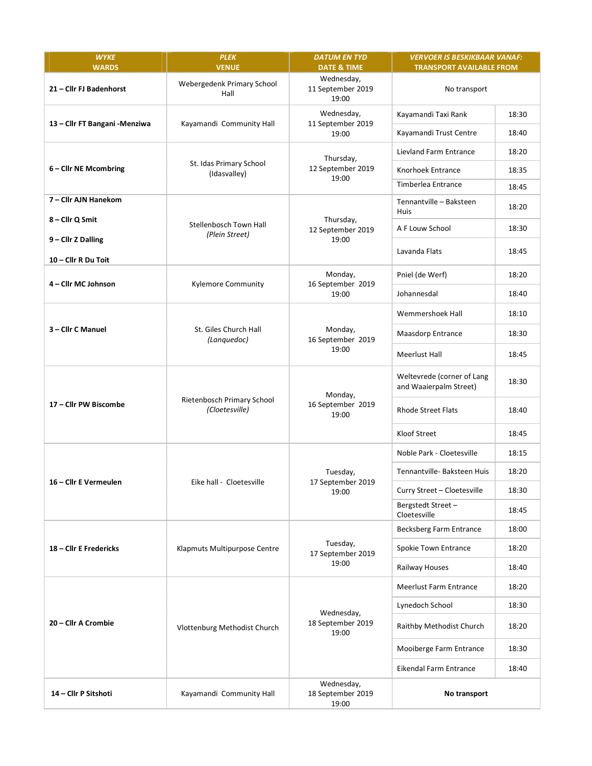| WYKE<br>WARDS | PLEK<br>VENUE | DATUM EN TYD<br>DATE & TIME | VERVOER IS BESKIKBAAR VANAF:<br>TRANSPORT AVAILABLE FROM | |
|---|---|---|---|---|
| **21 – Cllr FJ Badenhorst** | Webergedenk Primary School Hall | Wednesday, 11 September 2019 19:00 | No transport | |
| **13 – Cllr FT Bangani -Menziwa** | Kayamandi Community Hall | Wednesday, 11 September 2019 19:00 | Kayamandi Taxi Rank | 18:30 |
| | | | Kayamandi Trust Centre | 18:40 |
| **6 – Cllr NE Mcombring** | St. Idas Primary School (Idasvalley) | Thursday, 12 September 2019 19:00 | Lievland Farm Entrance | 18:20 |
| | | | Knorhoek Entrance | 18:35 |
| | | | Timberlea Entrance | 18:45 |
| **7 – Cllr AJN Hanekom**<br>**8 – Cllr Q Smit**<br>**9 – Cllr Z Dalling**<br>**10 – Cllr R Du Toit** | Stellenbosch Town Hall *(Plein Street)* | Thursday, 12 September 2019 19:00 | Tennantville – Baksteen Huis | 18:20 |
| | | | A F Louw School | 18:30 |
| | | | Lavanda Flats | 18:45 |
| **4 – Cllr MC Johnson** | Kylemore Community | Monday, 16 September 2019 19:00 | Pniel (de Werf) | 18:20 |
| | | | Johannesdal | 18:40 |
| **3 – Cllr C Manuel** | St. Giles Church Hall *(Lanquedoc)* | Monday, 16 September 2019 19:00 | Wemmershoek Hall | 18:10 |
| | | | Maasdorp Entrance | 18:30 |
| | | | Meerlust Hall | 18:45 |
| **17 – Cllr PW Biscombe** | Rietenbosch Primary School *(Cloetesville)* | Monday, 16 September 2019 19:00 | Weltevrede (corner of Lang and Waaierpalm Street) | 18:30 |
| | | | Rhode Street Flats | 18:40 |
| | | | Kloof Street | 18:45 |
| **16 – Cllr E Vermeulen** | Eike hall - Cloetesville | Tuesday, 17 September 2019 19:00 | Noble Park - Cloetesville | 18:15 |
| | | | Tennantville- Baksteen Huis | 18:20 |
| | | | Curry Street – Cloetesville | 18:30 |
| | | | Bergstedt Street – Cloetesville | 18:45 |
| **18 – Cllr E Fredericks** | Klapmuts Multipurpose Centre | Tuesday, 17 September 2019 19:00 | Becksberg Farm Entrance | 18:00 |
| | | | Spokie Town Entrance | 18:20 |
| | | | Railway Houses | 18:40 |
| **20 – Cllr A Crombie** | Vlottenburg Methodist Church | Wednesday, 18 September 2019 19:00 | Meerlust Farm Entrance | 18:20 |
| | | | Lynedoch School | 18:30 |
| | | | Raithby Methodist Church | 18:20 |
| | | | Mooiberge Farm Entrance | 18:30 |
| | | | Eikendal Farm Entrance | 18:40 |
| **14 – Cllr P Sitshoti** | Kayamandi Community Hall | Wednesday, 18 September 2019 19:00 | **No transport** | |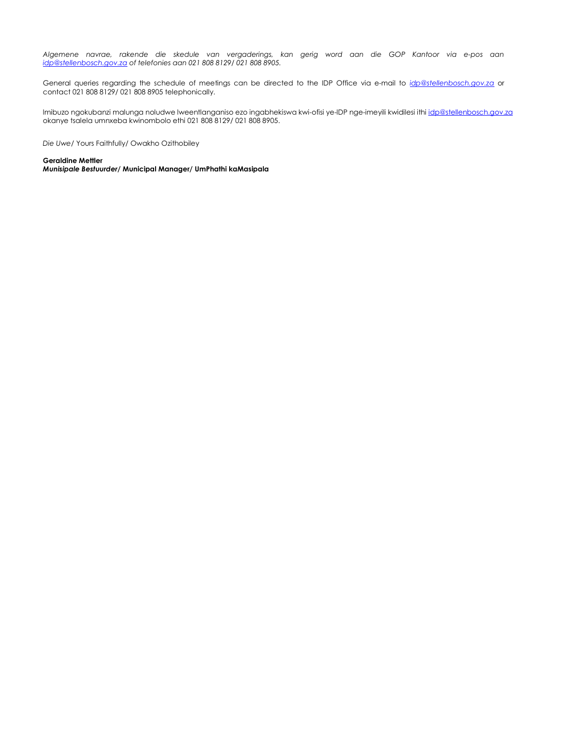*Algemene navrae, rakende die skedule van vergaderings, kan gerig word aan die GOP Kantoor via e-pos aan [idp@stellenbosch.gov.za](mailto:idp@stellenbosch.gov.za) of telefonies aan 021 808 8129/ 021 808 8905.*

General queries regarding the schedule of meetings can be directed to the IDP Office via e-mail to *[idp@stellenbosch.gov.za](mailto:idp@stellenbosch.gov.za)* or contact 021 808 8129/ 021 808 8905 telephonically.

Imibuzo ngokubanzi malunga noludwe lweentlanganiso ezo ingabhekiswa kwi-ofisi ye-IDP nge-imeyili kwidilesi ithi [idp@stellenbosch.gov.za](mailto:idp@stellenbosch.gov.za) okanye tsalela umnxeba kwinombolo ethi 021 808 8129/ 021 808 8905.

*Die Uwe*/ Yours Faithfully/ Owakho Ozithobiley

**Geraldine Mettler**
***Munisipale Bestuurder*/ Municipal Manager/ UmPhathi kaMasipala**